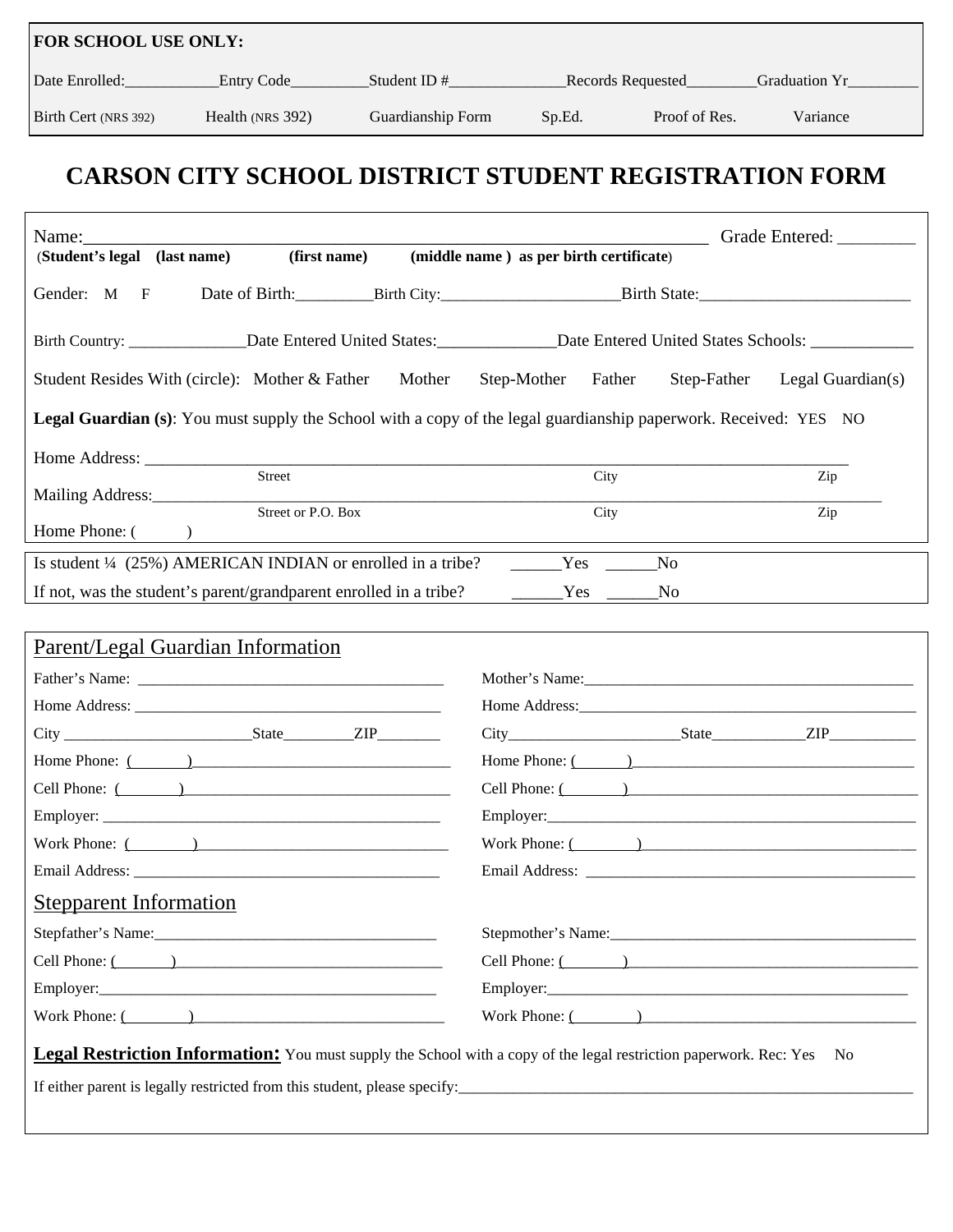**FOR SCHOOL USE ONLY:**

Date Enrolled:___________Entry Code_________Student ID #______________Records Requested________Graduation Yr________

Birth Cert (NRS 392) Health (NRS 392) Guardianship Form Sp.Ed. Proof of Res. Variance

# CARSON CITY SCHOOL DISTRICT STUDENT REGISTRATION FORM

Name:_______________________________________________________________________ Grade Entered: ________

(**Student's legal (last name) (first name) (middle name ) as per birth certificate**)

Gender: M F Date of Birth:_________Birth City:_____________________Birth State:________________________

Birth Country: ______________Date Entered United States:______________Date Entered United States Schools: ____________

Student Resides With (circle): Mother & Father Mother Step-Mother Father Step-Father Legal Guardian(s)

**Legal Guardian (s)**: You must supply the School with a copy of the legal guardianship paperwork. Received: YES NO

Home Address: ______________________________________________________________________________________
Street City Zip

Mailing Address:______________________________________________________________________________________
Street or P.O. Box City Zip

Home Phone: ( )

Is student ¼ (25%) AMERICAN INDIAN or enrolled in a tribe? ______Yes ______No

If not, was the student's parent/grandparent enrolled in a tribe? ______Yes ______No

## Parent/Legal Guardian Information

Father's Name: ______________________________________

Home Address: ______________________________________

City _______________________State________ZIP________

Home Phone: ( )_________________________________

Cell Phone: ( )__________________________________

Employer: ____________________________________________

Work Phone: ( )_________________________________

Email Address: ______________________________________

Mother's Name:__________________________________________

Home Address:____________________________________________

City_____________________State___________ZIP__________

Home Phone: ( )____________________________________

Cell Phone: ( )______________________________________

Employer:_______________________________________________

Work Phone: ( )____________________________________

Email Address: __________________________________________

## Stepparent Information

Stepfather's Name:___________________________________

Cell Phone: ( )____________________________________

Employer:_____________________________________________

Work Phone: ( )_________________________________

Stepmother's Name:_______________________________________

Cell Phone: ( )______________________________________

Employer:_______________________________________________

Work Phone: ( )____________________________________

**Legal Restriction Information:** You must supply the School with a copy of the legal restriction paperwork. Rec: Yes No

If either parent is legally restricted from this student, please specify:_____________________________________________________________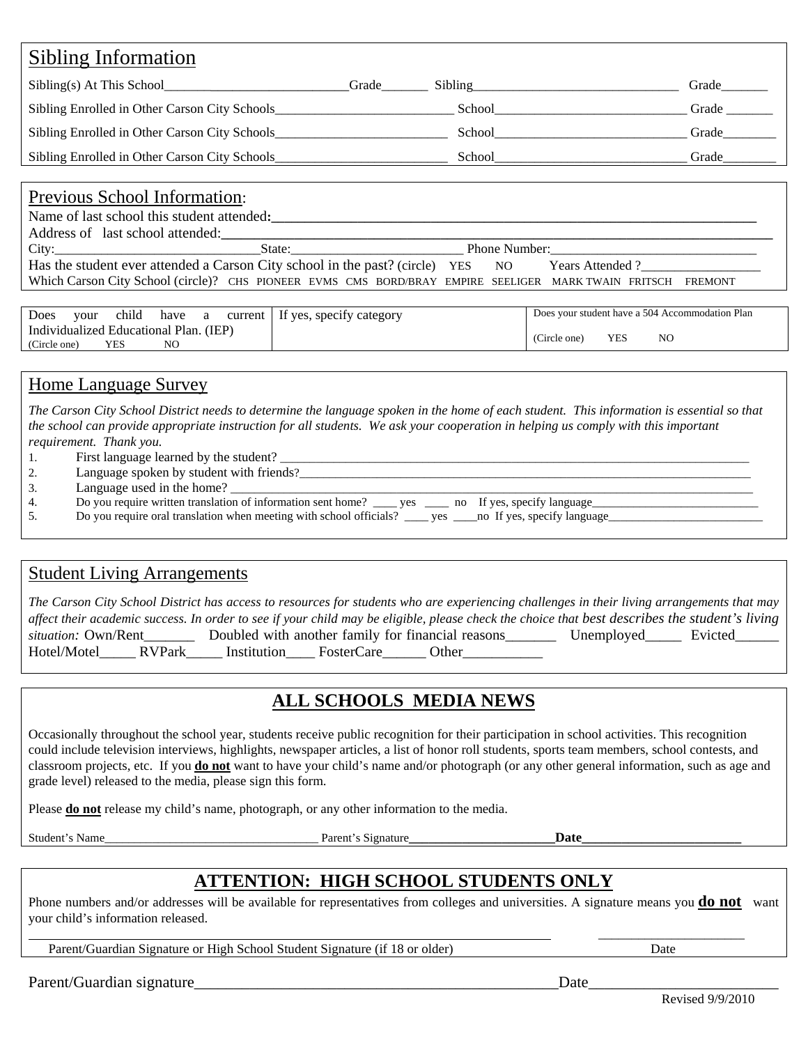## Sibling Information

Sibling(s) At This School_____________________________Grade_______ Sibling________________________________ Grade_______

Sibling Enrolled in Other Carson City Schools___________________________ School_____________________________ Grade _______

Sibling Enrolled in Other Carson City Schools__________________________ School_____________________________ Grade________

Sibling Enrolled in Other Carson City Schools__________________________ School_____________________________ Grade________

## Previous School Information:

Name of last school this student attended:_______________________________________________________________________

Address of last school attended:______________________________________________________________________________

City:______________________________State:_________________________ Phone Number:______________________________

Has the student ever attended a Carson City school in the past? (circle) YES NO Years Attended ?_________________

Which Carson City School (circle)? CHS PIONEER EVMS CMS BORD/BRAY EMPIRE SEELIGER MARK TWAIN FRITSCH FREMONT

| | | |
|---|---|---|
| Does your child have a current Individualized Educational Plan. (IEP) (Circle one) YES NO | If yes, specify category | Does your student have a 504 Accommodation Plan (Circle one) YES NO |

## Home Language Survey

*The Carson City School District needs to determine the language spoken in the home of each student. This information is essential so that the school can provide appropriate instruction for all students. We ask your cooperation in helping us comply with this important requirement. Thank you.*

1. First language learned by the student? ____________________________________________________________________________
2. Language spoken by student with friends?___________________________________________________________________________
3. Language used in the home? _______________________________________________________________________________________
4. Do you require written translation of information sent home? ____ yes ____ no If yes, specify language___________________________
5. Do you require oral translation when meeting with school officials? ____ yes ____no If yes, specify language_________________________

## Student Living Arrangements

*The Carson City School District has access to resources for students who are experiencing challenges in their living arrangements that may affect their academic success. In order to see if your child may be eligible, please check the choice that best describes the student's living situation:* Own/Rent_______ Doubled with another family for financial reasons_______ Unemployed_____ Evicted______ Hotel/Motel_____ RVPark_____ Institution____ FosterCare______ Other___________

## ALL SCHOOLS MEDIA NEWS

Occasionally throughout the school year, students receive public recognition for their participation in school activities. This recognition could include television interviews, highlights, newspaper articles, a list of honor roll students, sports team members, school contests, and classroom projects, etc. If you **do not** want to have your child's name and/or photograph (or any other general information, such as age and grade level) released to the media, please sign this form.

Please **do not** release my child's name, photograph, or any other information to the media.

Student's Name___________________________________ Parent's Signature_______________________**Date________________________**

## ATTENTION: HIGH SCHOOL STUDENTS ONLY

Phone numbers and/or addresses will be available for representatives from colleges and universities. A signature means you **do not** want your child's information released.

_____________________________________________________________________________ _____________________

Parent/Guardian Signature or High School Student Signature (if 18 or older) Date

Parent/Guardian signature_________________________________________________Date_______________________

Revised 9/9/2010